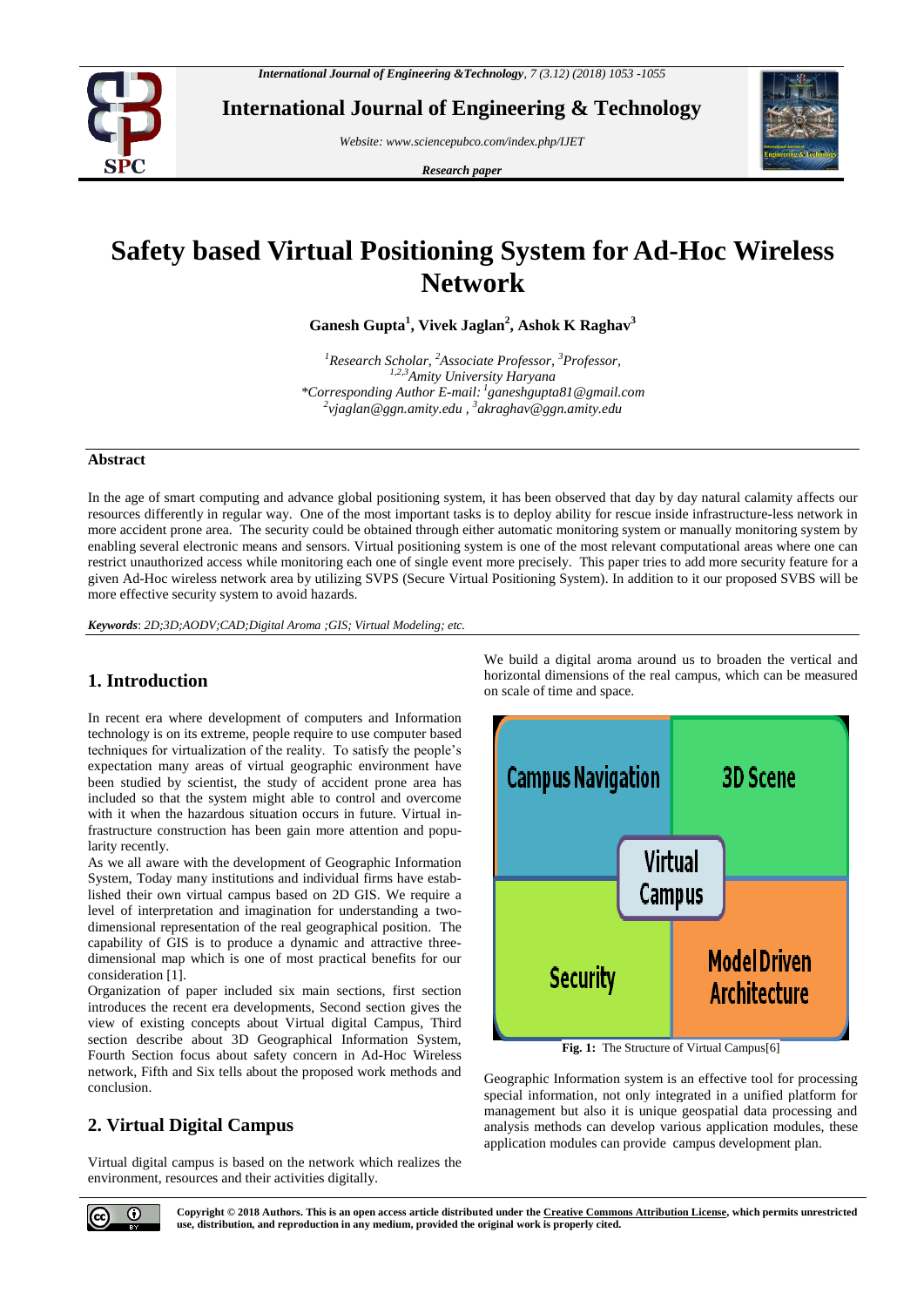# Safety based Virtual Positioning System for Ad-Hoc Wireless Network

**Ganesh Gupta[1], Vivek Jaglan[2], Ashok K Raghav[3]**

*[1]Research Scholar, [2]Associate Professor, [3]Professor,*
*[1,2,3]Amity University Haryana*
*\*Corresponding Author E-mail: [1]ganeshgupta81@gmail.com*
*[2]vjaglan@ggn.amity.edu , [3]akraghav@ggn.amity.edu*

## Abstract

In the age of smart computing and advance global positioning system, it has been observed that day by day natural calamity affects our resources differently in regular way. One of the most important tasks is to deploy ability for rescue inside infrastructure-less network in more accident prone area. The security could be obtained through either automatic monitoring system or manually monitoring system by enabling several electronic means and sensors. Virtual positioning system is one of the most relevant computational areas where one can restrict unauthorized access while monitoring each one of single event more precisely. This paper tries to add more security feature for a given Ad-Hoc wireless network area by utilizing SVPS (Secure Virtual Positioning System). In addition to it our proposed SVBS will be more effective security system to avoid hazards.

***Keywords***: *2D;3D;AODV;CAD;Digital Aroma ;GIS; Virtual Modeling; etc.*

## 1. Introduction

In recent era where development of computers and Information technology is on its extreme, people require to use computer based techniques for virtualization of the reality. To satisfy the people's expectation many areas of virtual geographic environment have been studied by scientist, the study of accident prone area has included so that the system might able to control and overcome with it when the hazardous situation occurs in future. Virtual infrastructure construction has been gain more attention and popularity recently.

As we all aware with the development of Geographic Information System, Today many institutions and individual firms have established their own virtual campus based on 2D GIS. We require a level of interpretation and imagination for understanding a two-dimensional representation of the real geographical position. The capability of GIS is to produce a dynamic and attractive three-dimensional map which is one of most practical benefits for our consideration [1].

Organization of paper included six main sections, first section introduces the recent era developments, Second section gives the view of existing concepts about Virtual digital Campus, Third section describe about 3D Geographical Information System, Fourth Section focus about safety concern in Ad-Hoc Wireless network, Fifth and Six tells about the proposed work methods and conclusion.

## 2. Virtual Digital Campus

Virtual digital campus is based on the network which realizes the environment, resources and their activities digitally.

We build a digital aroma around us to broaden the vertical and horizontal dimensions of the real campus, which can be measured on scale of time and space.

| Campus Navigation | 3D Scene |
|---|---|
| Virtual Campus | |
| Security | Model Driven Architecture |

**Fig. 1:** The Structure of Virtual Campus[6]

Geographic Information system is an effective tool for processing special information, not only integrated in a unified platform for management but also it is unique geospatial data processing and analysis methods can develop various application modules, these application modules can provide campus development plan.

**Copyright © 2018 Authors. This is an open access article distributed under the Creative Commons Attribution License, which permits unrestricted use, distribution, and reproduction in any medium, provided the original work is properly cited.**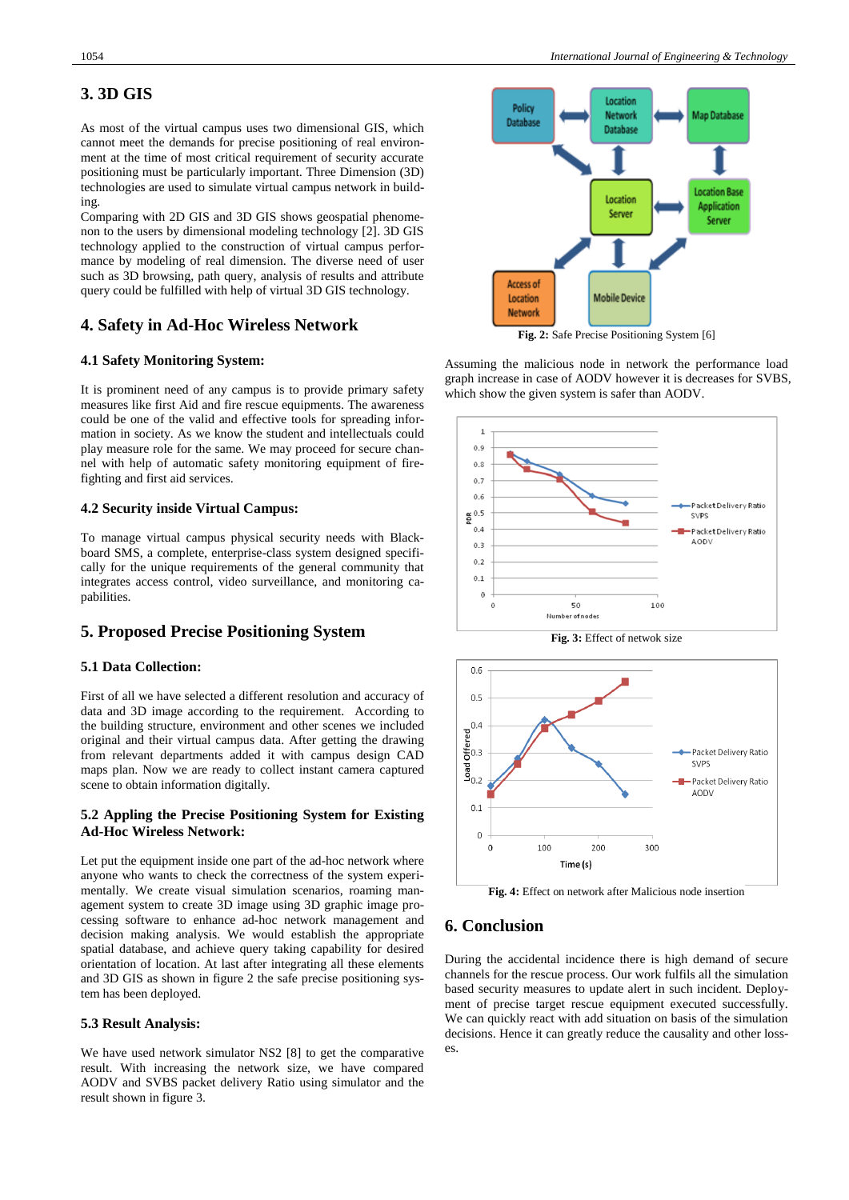## 3. 3D GIS

As most of the virtual campus uses two dimensional GIS, which cannot meet the demands for precise positioning of real environment at the time of most critical requirement of security accurate positioning must be particularly important. Three Dimension (3D) technologies are used to simulate virtual campus network in building.

Comparing with 2D GIS and 3D GIS shows geospatial phenomenon to the users by dimensional modeling technology [2]. 3D GIS technology applied to the construction of virtual campus performance by modeling of real dimension. The diverse need of user such as 3D browsing, path query, analysis of results and attribute query could be fulfilled with help of virtual 3D GIS technology.

## 4. Safety in Ad-Hoc Wireless Network

### 4.1 Safety Monitoring System:

It is prominent need of any campus is to provide primary safety measures like first Aid and fire rescue equipments. The awareness could be one of the valid and effective tools for spreading information in society. As we know the student and intellectuals could play measure role for the same. We may proceed for secure channel with help of automatic safety monitoring equipment of firefighting and first aid services.

### 4.2 Security inside Virtual Campus:

To manage virtual campus physical security needs with Blackboard SMS, a complete, enterprise-class system designed specifically for the unique requirements of the general community that integrates access control, video surveillance, and monitoring capabilities.

## 5. Proposed Precise Positioning System

### 5.1 Data Collection:

First of all we have selected a different resolution and accuracy of data and 3D image according to the requirement. According to the building structure, environment and other scenes we included original and their virtual campus data. After getting the drawing from relevant departments added it with campus design CAD maps plan. Now we are ready to collect instant camera captured scene to obtain information digitally.

### 5.2 Appling the Precise Positioning System for Existing Ad-Hoc Wireless Network:

Let put the equipment inside one part of the ad-hoc network where anyone who wants to check the correctness of the system experimentally. We create visual simulation scenarios, roaming management system to create 3D image using 3D graphic image processing software to enhance ad-hoc network management and decision making analysis. We would establish the appropriate spatial database, and achieve query taking capability for desired orientation of location. At last after integrating all these elements and 3D GIS as shown in figure 2 the safe precise positioning system has been deployed.

### 5.3 Result Analysis:

We have used network simulator NS2 [8] to get the comparative result. With increasing the network size, we have compared AODV and SVBS packet delivery Ratio using simulator and the result shown in figure 3.

**Fig. 2:** Safe Precise Positioning System [6]

Assuming the malicious node in network the performance load graph increase in case of AODV however it is decreases for SVBS, which show the given system is safer than AODV.

**Fig. 3:** Effect of netwok size

**Fig. 4:** Effect on network after Malicious node insertion

## 6. Conclusion

During the accidental incidence there is high demand of secure channels for the rescue process. Our work fulfils all the simulation based security measures to update alert in such incident. Deployment of precise target rescue equipment executed successfully. We can quickly react with add situation on basis of the simulation decisions. Hence it can greatly reduce the causality and other losses.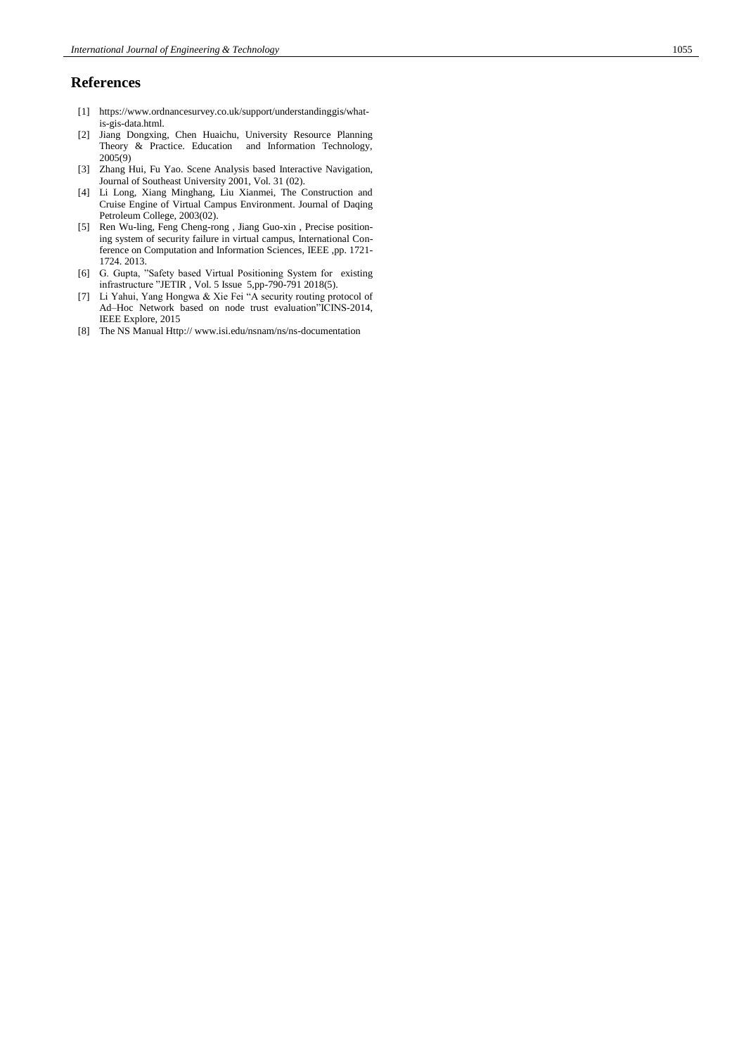## References

[1] https://www.ordnancesurvey.co.uk/support/understandinggis/what-is-gis-data.html.

[2] Jiang Dongxing, Chen Huaichu, University Resource Planning Theory & Practice. Education and Information Technology, 2005(9)

[3] Zhang Hui, Fu Yao. Scene Analysis based Interactive Navigation, Journal of Southeast University 2001, Vol. 31 (02).

[4] Li Long, Xiang Minghang, Liu Xianmei, The Construction and Cruise Engine of Virtual Campus Environment. Journal of Daqing Petroleum College, 2003(02).

[5] Ren Wu-ling, Feng Cheng-rong , Jiang Guo-xin , Precise positioning system of security failure in virtual campus, International Conference on Computation and Information Sciences, IEEE ,pp. 1721-1724. 2013.

[6] G. Gupta, "Safety based Virtual Positioning System for existing infrastructure "JETIR , Vol. 5 Issue 5,pp-790-791 2018(5).

[7] Li Yahui, Yang Hongwa & Xie Fei "A security routing protocol of Ad–Hoc Network based on node trust evaluation"ICINS-2014, IEEE Explore, 2015

[8] The NS Manual Http:// www.isi.edu/nsnam/ns/ns-documentation